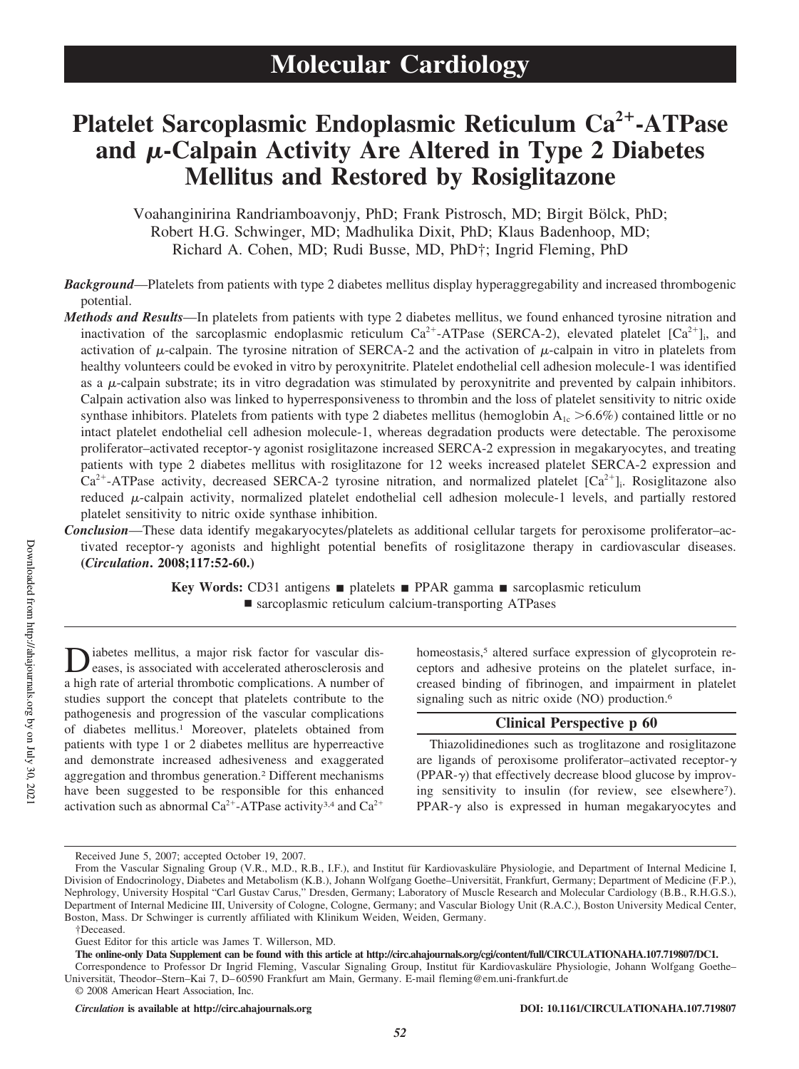# Molecular Cardiology

# Platelet Sarcoplasmic Endoplasmic Reticulum $Ca^{2+}$-ATPase and $\mu$-Calpain Activity Are Altered in Type 2 Diabetes Mellitus and Restored by Rosiglitazone

Voahanginirina Randriamboavonjy, PhD; Frank Pistrosch, MD; Birgit Bölck, PhD; Robert H.G. Schwinger, MD; Madhulika Dixit, PhD; Klaus Badenhoop, MD; Richard A. Cohen, MD; Rudi Busse, MD, PhD†; Ingrid Fleming, PhD

***Background*****—**Platelets from patients with type 2 diabetes mellitus display hyperaggregability and increased thrombogenic potential.

***Methods and Results*****—**In platelets from patients with type 2 diabetes mellitus, we found enhanced tyrosine nitration and inactivation of the sarcoplasmic endoplasmic reticulum $Ca^{2+}$-ATPase (SERCA-2), elevated platelet $[Ca^{2+}]_i$, and activation of $\mu$-calpain. The tyrosine nitration of SERCA-2 and the activation of $\mu$-calpain in vitro in platelets from healthy volunteers could be evoked in vitro by peroxynitrite. Platelet endothelial cell adhesion molecule-1 was identified as a $\mu$-calpain substrate; its in vitro degradation was stimulated by peroxynitrite and prevented by calpain inhibitors. Calpain activation also was linked to hyperresponsiveness to thrombin and the loss of platelet sensitivity to nitric oxide synthase inhibitors. Platelets from patients with type 2 diabetes mellitus (hemoglobin $A_{1c}$ >6.6%) contained little or no intact platelet endothelial cell adhesion molecule-1, whereas degradation products were detectable. The peroxisome proliferator–activated receptor-$\gamma$ agonist rosiglitazone increased SERCA-2 expression in megakaryocytes, and treating patients with type 2 diabetes mellitus with rosiglitazone for 12 weeks increased platelet SERCA-2 expression and $Ca^{2+}$-ATPase activity, decreased SERCA-2 tyrosine nitration, and normalized platelet $[Ca^{2+}]_i$. Rosiglitazone also reduced $\mu$-calpain activity, normalized platelet endothelial cell adhesion molecule-1 levels, and partially restored platelet sensitivity to nitric oxide synthase inhibition.

***Conclusion*****—**These data identify megakaryocytes/platelets as additional cellular targets for peroxisome proliferator–activated receptor-$\gamma$ agonists and highlight potential benefits of rosiglitazone therapy in cardiovascular diseases. **(*Circulation*. 2008;117:52-60.)**

**Key Words:** CD31 antigens ■ platelets ■ PPAR gamma ■ sarcoplasmic reticulum ■ sarcoplasmic reticulum calcium-transporting ATPases

Diabetes mellitus, a major risk factor for vascular diseases, is associated with accelerated atherosclerosis and a high rate of arterial thrombotic complications. A number of studies support the concept that platelets contribute to the pathogenesis and progression of the vascular complications of diabetes mellitus.[1] Moreover, platelets obtained from patients with type 1 or 2 diabetes mellitus are hyperreactive and demonstrate increased adhesiveness and exaggerated aggregation and thrombus generation.[2] Different mechanisms have been suggested to be responsible for this enhanced activation such as abnormal $Ca^{2+}$-ATPase activity[3,4] and $Ca^{2+}$ homeostasis,[5] altered surface expression of glycoprotein receptors and adhesive proteins on the platelet surface, increased binding of fibrinogen, and impairment in platelet signaling such as nitric oxide (NO) production.[6]

**Clinical Perspective p 60**

Thiazolidinediones such as troglitazone and rosiglitazone are ligands of peroxisome proliferator–activated receptor-$\gamma$ (PPAR-$\gamma$) that effectively decrease blood glucose by improving sensitivity to insulin (for review, see elsewhere[7]). PPAR-$\gamma$ also is expressed in human megakaryocytes and

Received June 5, 2007; accepted October 19, 2007.

From the Vascular Signaling Group (V.R., M.D., R.B., I.F.), and Institut für Kardiovaskuläre Physiologie, and Department of Internal Medicine I, Division of Endocrinology, Diabetes and Metabolism (K.B.), Johann Wolfgang Goethe–Universität, Frankfurt, Germany; Department of Medicine (F.P.), Nephrology, University Hospital "Carl Gustav Carus," Dresden, Germany; Laboratory of Muscle Research and Molecular Cardiology (B.B., R.H.G.S.), Department of Internal Medicine III, University of Cologne, Cologne, Germany; and Vascular Biology Unit (R.A.C.), Boston University Medical Center, Boston, Mass. Dr Schwinger is currently affiliated with Klinikum Weiden, Weiden, Germany.

†Deceased.

Guest Editor for this article was James T. Willerson, MD.

**The online-only Data Supplement can be found with this article at http://circ.ahajournals.org/cgi/content/full/CIRCULATIONAHA.107.719807/DC1.**

Correspondence to Professor Dr Ingrid Fleming, Vascular Signaling Group, Institut für Kardiovaskuläre Physiologie, Johann Wolfgang Goethe–Universität, Theodor–Stern–Kai 7, D–60590 Frankfurt am Main, Germany. E-mail fleming@em.uni-frankfurt.de

© 2008 American Heart Association, Inc.

*Circulation* is available at http://circ.ahajournals.org DOI: 10.1161/CIRCULATIONAHA.107.719807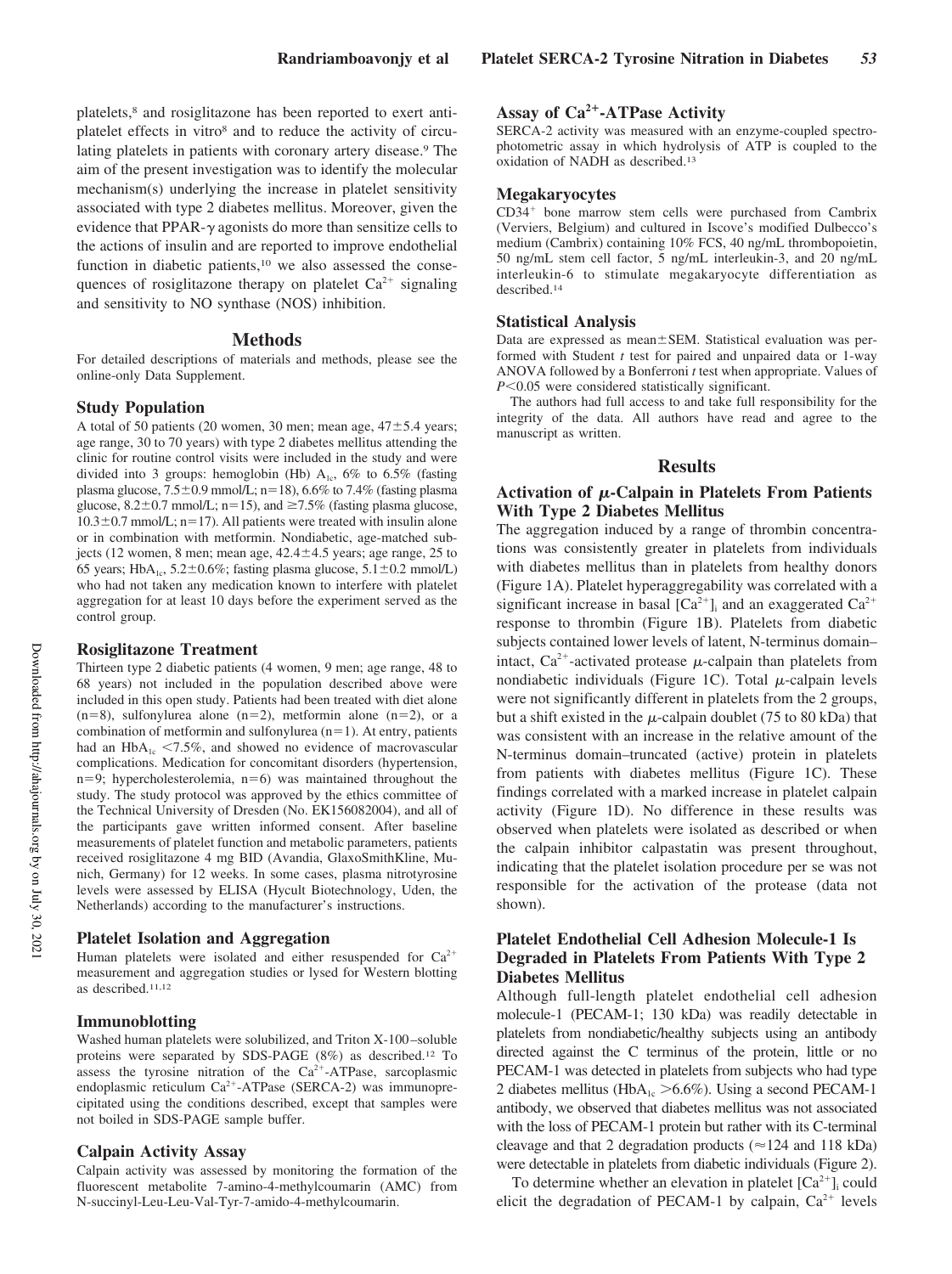platelets,[8] and rosiglitazone has been reported to exert antiplatelet effects in vitro[8] and to reduce the activity of circulating platelets in patients with coronary artery disease.[9] The aim of the present investigation was to identify the molecular mechanism(s) underlying the increase in platelet sensitivity associated with type 2 diabetes mellitus. Moreover, given the evidence that PPAR-$\gamma$ agonists do more than sensitize cells to the actions of insulin and are reported to improve endothelial function in diabetic patients,[10] we also assessed the consequences of rosiglitazone therapy on platelet $Ca^{2+}$ signaling and sensitivity to NO synthase (NOS) inhibition.

## Methods

For detailed descriptions of materials and methods, please see the online-only Data Supplement.

### Study Population

A total of 50 patients (20 women, 30 men; mean age, 47±5.4 years; age range, 30 to 70 years) with type 2 diabetes mellitus attending the clinic for routine control visits were included in the study and were divided into 3 groups: hemoglobin (Hb) $A_{1c}$, 6% to 6.5% (fasting plasma glucose, 7.5±0.9 mmol/L; n=18), 6.6% to 7.4% (fasting plasma glucose, 8.2±0.7 mmol/L; n=15), and ≥7.5% (fasting plasma glucose, 10.3±0.7 mmol/L; n=17). All patients were treated with insulin alone or in combination with metformin. Nondiabetic, age-matched subjects (12 women, 8 men; mean age, 42.4±4.5 years; age range, 25 to 65 years; $HbA_{1c}$, 5.2±0.6%; fasting plasma glucose, 5.1±0.2 mmol/L) who had not taken any medication known to interfere with platelet aggregation for at least 10 days before the experiment served as the control group.

### Rosiglitazone Treatment

Thirteen type 2 diabetic patients (4 women, 9 men; age range, 48 to 68 years) not included in the population described above were included in this open study. Patients had been treated with diet alone (n=8), sulfonylurea alone (n=2), metformin alone (n=2), or a combination of metformin and sulfonylurea (n=1). At entry, patients had an $HbA_{1c}$ <7.5%, and showed no evidence of macrovascular complications. Medication for concomitant disorders (hypertension, n=9; hypercholesterolemia, n=6) was maintained throughout the study. The study protocol was approved by the ethics committee of the Technical University of Dresden (No. EK156082004), and all of the participants gave written informed consent. After baseline measurements of platelet function and metabolic parameters, patients received rosiglitazone 4 mg BID (Avandia, GlaxoSmithKline, Munich, Germany) for 12 weeks. In some cases, plasma nitrotyrosine levels were assessed by ELISA (Hycult Biotechnology, Uden, the Netherlands) according to the manufacturer's instructions.

### Platelet Isolation and Aggregation

Human platelets were isolated and either resuspended for $Ca^{2+}$ measurement and aggregation studies or lysed for Western blotting as described.[11,12]

### Immunoblotting

Washed human platelets were solubilized, and Triton X-100–soluble proteins were separated by SDS-PAGE (8%) as described.[12] To assess the tyrosine nitration of the $Ca^{2+}$-ATPase, sarcoplasmic endoplasmic reticulum $Ca^{2+}$-ATPase (SERCA-2) was immunoprecipitated using the conditions described, except that samples were not boiled in SDS-PAGE sample buffer.

### Calpain Activity Assay

Calpain activity was assessed by monitoring the formation of the fluorescent metabolite 7-amino-4-methylcoumarin (AMC) from N-succinyl-Leu-Leu-Val-Tyr-7-amido-4-methylcoumarin.

### Assay of $Ca^{2+}$-ATPase Activity

SERCA-2 activity was measured with an enzyme-coupled spectrophotometric assay in which hydrolysis of ATP is coupled to the oxidation of NADH as described.[13]

### Megakaryocytes

$CD34^+$ bone marrow stem cells were purchased from Cambrix (Verviers, Belgium) and cultured in Iscove's modified Dulbecco's medium (Cambrix) containing 10% FCS, 40 ng/mL thrombopoietin, 50 ng/mL stem cell factor, 5 ng/mL interleukin-3, and 20 ng/mL interleukin-6 to stimulate megakaryocyte differentiation as described.[14]

### Statistical Analysis

Data are expressed as mean±SEM. Statistical evaluation was performed with Student *t* test for paired and unpaired data or 1-way ANOVA followed by a Bonferroni *t* test when appropriate. Values of $P<0.05$ were considered statistically significant.

The authors had full access to and take full responsibility for the integrity of the data. All authors have read and agree to the manuscript as written.

## Results

### Activation of $\mu$-Calpain in Platelets From Patients With Type 2 Diabetes Mellitus

The aggregation induced by a range of thrombin concentrations was consistently greater in platelets from individuals with diabetes mellitus than in platelets from healthy donors (Figure 1A). Platelet hyperaggregability was correlated with a significant increase in basal $[Ca^{2+}]_i$ and an exaggerated $Ca^{2+}$ response to thrombin (Figure 1B). Platelets from diabetic subjects contained lower levels of latent, N-terminus domain–intact, $Ca^{2+}$-activated protease $\mu$-calpain than platelets from nondiabetic individuals (Figure 1C). Total $\mu$-calpain levels were not significantly different in platelets from the 2 groups, but a shift existed in the $\mu$-calpain doublet (75 to 80 kDa) that was consistent with an increase in the relative amount of the N-terminus domain–truncated (active) protein in platelets from patients with diabetes mellitus (Figure 1C). These findings correlated with a marked increase in platelet calpain activity (Figure 1D). No difference in these results was observed when platelets were isolated as described or when the calpain inhibitor calpastatin was present throughout, indicating that the platelet isolation procedure per se was not responsible for the activation of the protease (data not shown).

### Platelet Endothelial Cell Adhesion Molecule-1 Is Degraded in Platelets From Patients With Type 2 Diabetes Mellitus

Although full-length platelet endothelial cell adhesion molecule-1 (PECAM-1; 130 kDa) was readily detectable in platelets from nondiabetic/healthy subjects using an antibody directed against the C terminus of the protein, little or no PECAM-1 was detected in platelets from subjects who had type 2 diabetes mellitus ($HbA_{1c}$ >6.6%). Using a second PECAM-1 antibody, we observed that diabetes mellitus was not associated with the loss of PECAM-1 protein but rather with its C-terminal cleavage and that 2 degradation products (≈124 and 118 kDa) were detectable in platelets from diabetic individuals (Figure 2).

To determine whether an elevation in platelet $[Ca^{2+}]_i$ could elicit the degradation of PECAM-1 by calpain, $Ca^{2+}$ levels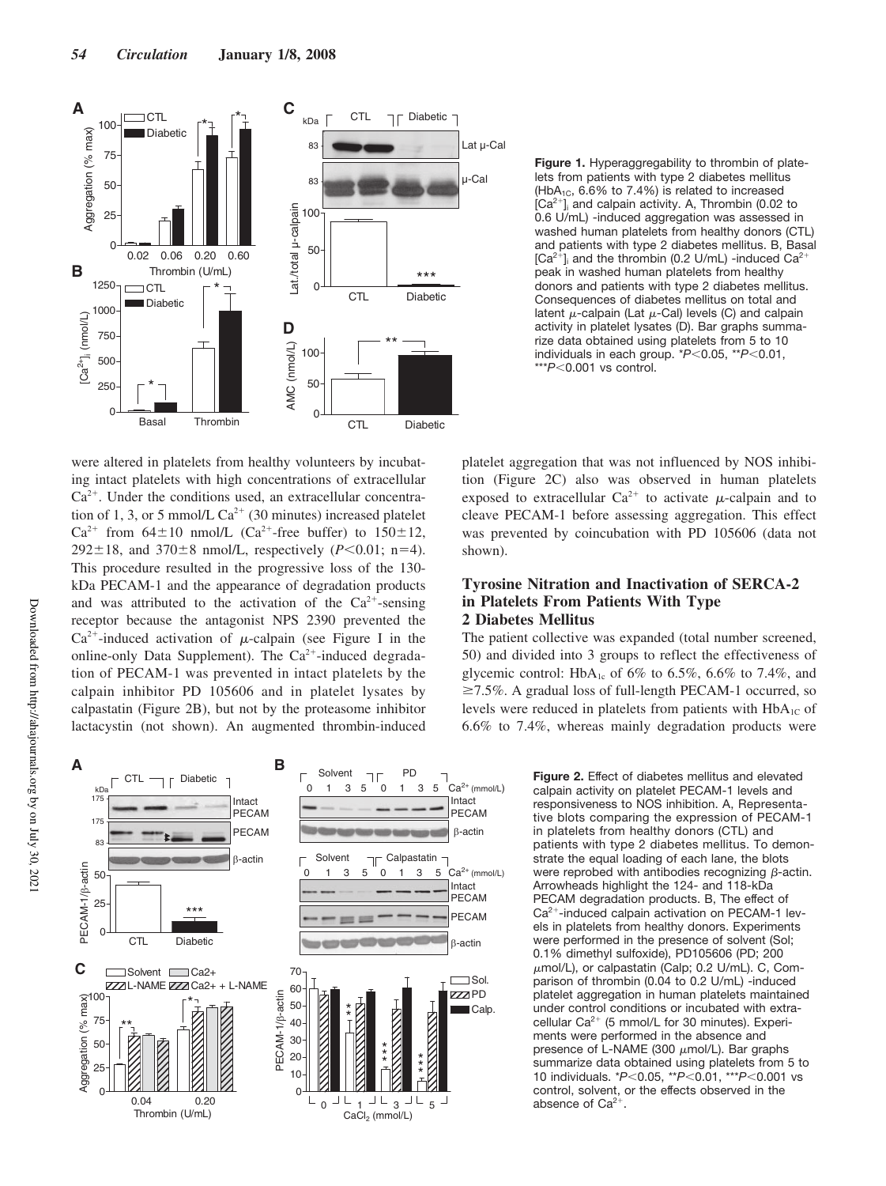**Figure 1.** Hyperaggregability to thrombin of platelets from patients with type 2 diabetes mellitus ($HbA_{1C}$, 6.6% to 7.4%) is related to increased $[Ca^{2+}]_i$ and calpain activity. A, Thrombin (0.02 to 0.6 U/mL) -induced aggregation was assessed in washed human platelets from healthy donors (CTL) and patients with type 2 diabetes mellitus. B, Basal $[Ca^{2+}]_i$ and the thrombin (0.2 U/mL) -induced $Ca^{2+}$ peak in washed human platelets from healthy donors and patients with type 2 diabetes mellitus. Consequences of diabetes mellitus on total and latent μ-calpain (Lat μ-Cal) levels (C) and calpain activity in platelet lysates (D). Bar graphs summarize data obtained using platelets from 5 to 10 individuals in each group. *$P<0.05$, **$P<0.01$, ***$P<0.001$ vs control.

were altered in platelets from healthy volunteers by incubating intact platelets with high concentrations of extracellular $Ca^{2+}$. Under the conditions used, an extracellular concentration of 1, 3, or 5 mmol/L $Ca^{2+}$ (30 minutes) increased platelet $Ca^{2+}$ from 64±10 nmol/L ($Ca^{2+}$-free buffer) to 150±12, 292±18, and 370±8 nmol/L, respectively ($P<0.01$; n=4). This procedure resulted in the progressive loss of the 130-kDa PECAM-1 and the appearance of degradation products and was attributed to the activation of the $Ca^{2+}$-sensing receptor because the antagonist NPS 2390 prevented the $Ca^{2+}$-induced activation of μ-calpain (see Figure I in the online-only Data Supplement). The $Ca^{2+}$-induced degradation of PECAM-1 was prevented in intact platelets by the calpain inhibitor PD 105606 and in platelet lysates by calpastatin (Figure 2B), but not by the proteasome inhibitor lactacystin (not shown). An augmented thrombin-induced platelet aggregation that was not influenced by NOS inhibition (Figure 2C) also was observed in human platelets exposed to extracellular $Ca^{2+}$ to activate μ-calpain and to cleave PECAM-1 before assessing aggregation. This effect was prevented by coincubation with PD 105606 (data not shown).

## Tyrosine Nitration and Inactivation of SERCA-2 in Platelets From Patients With Type 2 Diabetes Mellitus

The patient collective was expanded (total number screened, 50) and divided into 3 groups to reflect the effectiveness of glycemic control: $HbA_{1c}$ of 6% to 6.5%, 6.6% to 7.4%, and ≥7.5%. A gradual loss of full-length PECAM-1 occurred, so levels were reduced in platelets from patients with $HbA_{1C}$ of 6.6% to 7.4%, whereas mainly degradation products were

**Figure 2.** Effect of diabetes mellitus and elevated calpain activity on platelet PECAM-1 levels and responsiveness to NOS inhibition. A, Representative blots comparing the expression of PECAM-1 in platelets from healthy donors (CTL) and patients with type 2 diabetes mellitus. To demonstrate the equal loading of each lane, the blots were reprobed with antibodies recognizing β-actin. Arrowheads highlight the 124- and 118-kDa PECAM degradation products. B, The effect of $Ca^{2+}$-induced calpain activation on PECAM-1 levels in platelets from healthy donors. Experiments were performed in the presence of solvent (Sol; 0.1% dimethyl sulfoxide), PD105606 (PD; 200 μmol/L), or calpastatin (Calp; 0.2 U/mL). C, Comparison of thrombin (0.04 to 0.2 U/mL) -induced platelet aggregation in human platelets maintained under control conditions or incubated with extracellular $Ca^{2+}$ (5 mmol/L for 30 minutes). Experiments were performed in the absence and presence of L-NAME (300 μmol/L). Bar graphs summarize data obtained using platelets from 5 to 10 individuals. *$P<0.05$, **$P<0.01$, ***$P<0.001$ vs control, solvent, or the effects observed in the absence of $Ca^{2+}$.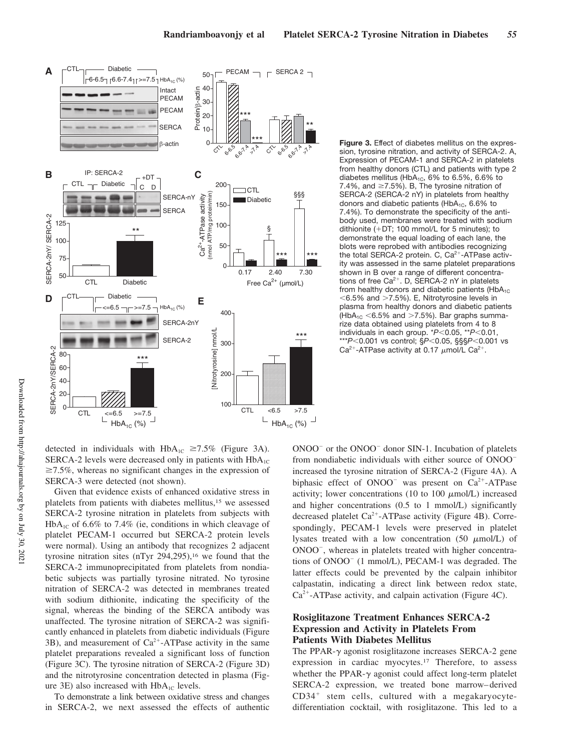**Figure 3.** Effect of diabetes mellitus on the expression, tyrosine nitration, and activity of SERCA-2. A, Expression of PECAM-1 and SERCA-2 in platelets from healthy donors (CTL) and patients with type 2 diabetes mellitus ($HbA_{1C}$, 6% to 6.5%, 6.6% to 7.4%, and ≥7.5%). B, The tyrosine nitration of SERCA-2 (SERCA-2 nY) in platelets from healthy donors and diabetic patients ($HbA_{1C}$, 6.6% to 7.4%). To demonstrate the specificity of the antibody used, membranes were treated with sodium dithionite (+DT; 100 mmol/L for 5 minutes); to demonstrate the equal loading of each lane, the blots were reprobed with antibodies recognizing the total SERCA-2 protein. C, $Ca^{2+}$-ATPase activity was assessed in the same platelet preparations shown in B over a range of different concentrations of free $Ca^{2+}$. D, SERCA-2 nY in platelets from healthy donors and diabetic patients ($HbA_{1C}$ <6.5% and >7.5%). E, Nitrotyrosine levels in plasma from healthy donors and diabetic patients ($HbA_{1C}$ <6.5% and >7.5%). Bar graphs summarize data obtained using platelets from 4 to 8 individuals in each group. \*$P<0.05$, \*\*$P<0.01$, \*\*\*$P<0.001$ vs control; §$P<0.05$, §§§$P<0.001$ vs $Ca^{2+}$-ATPase activity at 0.17 μmol/L $Ca^{2+}$.

detected in individuals with $HbA_{1C}$ ≥7.5% (Figure 3A). SERCA-2 levels were decreased only in patients with $HbA_{1C}$ ≥7.5%, whereas no significant changes in the expression of SERCA-3 were detected (not shown).

Given that evidence exists of enhanced oxidative stress in platelets from patients with diabetes mellitus,[15] we assessed SERCA-2 tyrosine nitration in platelets from subjects with $HbA_{1C}$ of 6.6% to 7.4% (ie, conditions in which cleavage of platelet PECAM-1 occurred but SERCA-2 protein levels were normal). Using an antibody that recognizes 2 adjacent tyrosine nitration sites (nTyr 294,295),[16] we found that the SERCA-2 immunoprecipitated from platelets from nondiabetic subjects was partially tyrosine nitrated. No tyrosine nitration of SERCA-2 was detected in membranes treated with sodium dithionite, indicating the specificity of the signal, whereas the binding of the SERCA antibody was unaffected. The tyrosine nitration of SERCA-2 was significantly enhanced in platelets from diabetic individuals (Figure 3B), and measurement of $Ca^{2+}$-ATPase activity in the same platelet preparations revealed a significant loss of function (Figure 3C). The tyrosine nitration of SERCA-2 (Figure 3D) and the nitrotyrosine concentration detected in plasma (Figure 3E) also increased with $HbA_{1C}$ levels.

To demonstrate a link between oxidative stress and changes in SERCA-2, we next assessed the effects of authentic $ONOO^-$ or the $ONOO^-$ donor SIN-1. Incubation of platelets from nondiabetic individuals with either source of $ONOO^-$ increased the tyrosine nitration of SERCA-2 (Figure 4A). A biphasic effect of $ONOO^-$ was present on $Ca^{2+}$-ATPase activity; lower concentrations (10 to 100 μmol/L) increased and higher concentrations (0.5 to 1 mmol/L) significantly decreased platelet $Ca^{2+}$-ATPase activity (Figure 4B). Correspondingly, PECAM-1 levels were preserved in platelet lysates treated with a low concentration (50 μmol/L) of $ONOO^-$, whereas in platelets treated with higher concentrations of $ONOO^-$ (1 mmol/L), PECAM-1 was degraded. The latter effects could be prevented by the calpain inhibitor calpastatin, indicating a direct link between redox state, $Ca^{2+}$-ATPase activity, and calpain activation (Figure 4C).

## Rosiglitazone Treatment Enhances SERCA-2 Expression and Activity in Platelets From Patients With Diabetes Mellitus

The PPAR-γ agonist rosiglitazone increases SERCA-2 gene expression in cardiac myocytes.[17] Therefore, to assess whether the PPAR-γ agonist could affect long-term platelet SERCA-2 expression, we treated bone marrow–derived $CD34^+$ stem cells, cultured with a megakaryocyte-differentiation cocktail, with rosiglitazone. This led to a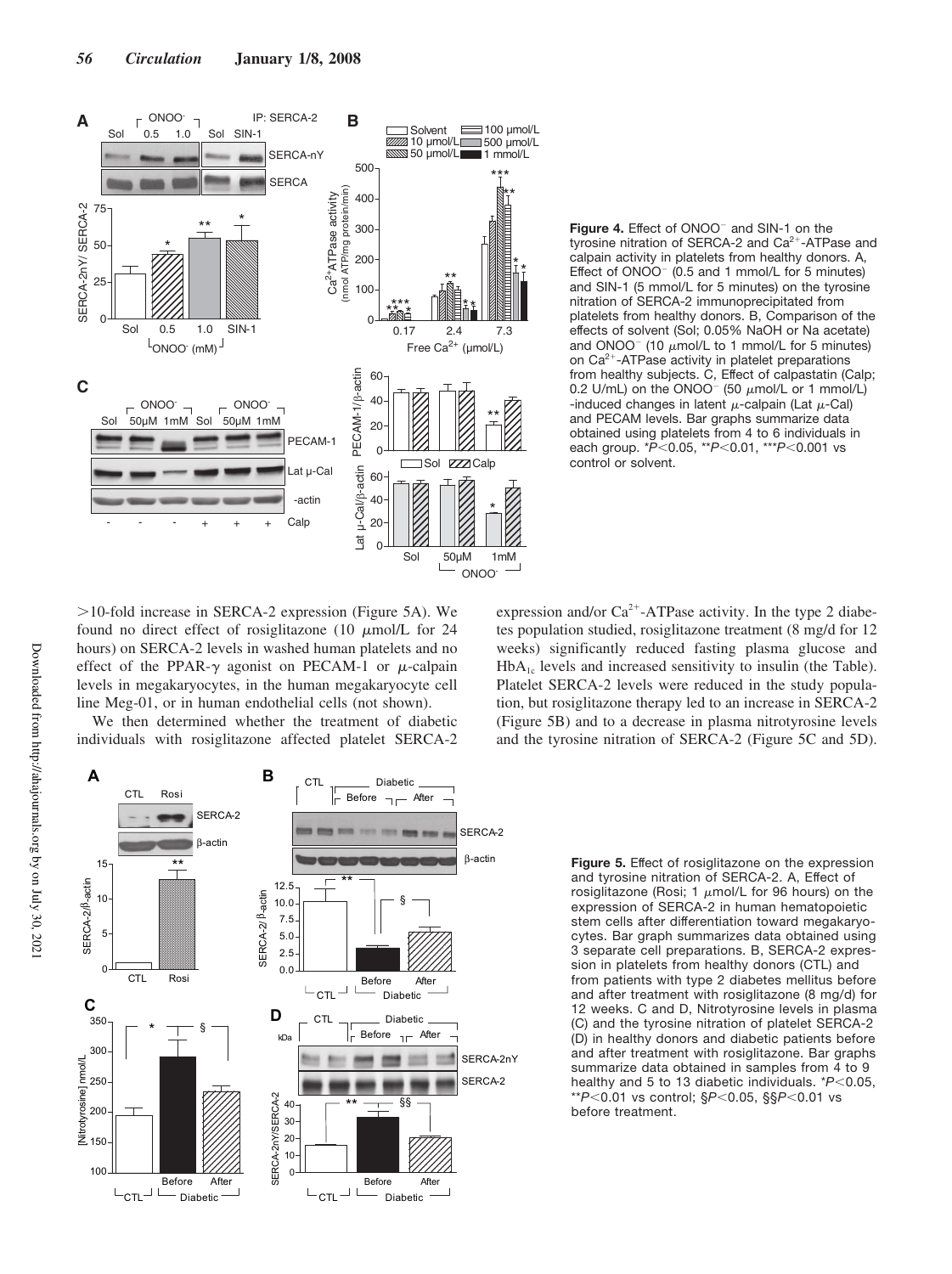**Figure 4.** Effect of $ONOO^-$ and SIN-1 on the tyrosine nitration of SERCA-2 and $Ca^{2+}$-ATPase and calpain activity in platelets from healthy donors. A, Effect of $ONOO^-$ (0.5 and 1 mmol/L for 5 minutes) and SIN-1 (5 mmol/L for 5 minutes) on the tyrosine nitration of SERCA-2 immunoprecipitated from platelets from healthy donors. B, Comparison of the effects of solvent (Sol; 0.05% NaOH or Na acetate) and $ONOO^-$ (10 $\mu$mol/L to 1 mmol/L for 5 minutes) on $Ca^{2+}$-ATPase activity in platelet preparations from healthy subjects. C, Effect of calpastatin (Calp; 0.2 U/mL) on the $ONOO^-$ (50 $\mu$mol/L or 1 mmol/L) -induced changes in latent $\mu$-calpain (Lat $\mu$-Cal) and PECAM levels. Bar graphs summarize data obtained using platelets from 4 to 6 individuals in each group. \*$P<0.05$, \*\*$P<0.01$, \*\*\*$P<0.001$ vs control or solvent.

>10-fold increase in SERCA-2 expression (Figure 5A). We found no direct effect of rosiglitazone (10 $\mu$mol/L for 24 hours) on SERCA-2 levels in washed human platelets and no effect of the PPAR-$\gamma$ agonist on PECAM-1 or $\mu$-calpain levels in megakaryocytes, in the human megakaryocyte cell line Meg-01, or in human endothelial cells (not shown).

We then determined whether the treatment of diabetic individuals with rosiglitazone affected platelet SERCA-2 expression and/or $Ca^{2+}$-ATPase activity. In the type 2 diabetes population studied, rosiglitazone treatment (8 mg/d for 12 weeks) significantly reduced fasting plasma glucose and $HbA_{1c}$ levels and increased sensitivity to insulin (the Table). Platelet SERCA-2 levels were reduced in the study population, but rosiglitazone therapy led to an increase in SERCA-2 (Figure 5B) and to a decrease in plasma nitrotyrosine levels and the tyrosine nitration of SERCA-2 (Figure 5C and 5D).

**Figure 5.** Effect of rosiglitazone on the expression and tyrosine nitration of SERCA-2. A, Effect of rosiglitazone (Rosi; 1 $\mu$mol/L for 96 hours) on the expression of SERCA-2 in human hematopoietic stem cells after differentiation toward megakaryocytes. Bar graph summarizes data obtained using 3 separate cell preparations. B, SERCA-2 expression in platelets from healthy donors (CTL) and from patients with type 2 diabetes mellitus before and after treatment with rosiglitazone (8 mg/d) for 12 weeks. C and D, Nitrotyrosine levels in plasma (C) and the tyrosine nitration of platelet SERCA-2 (D) in healthy donors and diabetic patients before and after treatment with rosiglitazone. Bar graphs summarize data obtained in samples from 4 to 9 healthy and 5 to 13 diabetic individuals. \*$P<0.05$, \*\*$P<0.01$ vs control; §$P<0.05$, §§$P<0.01$ vs before treatment.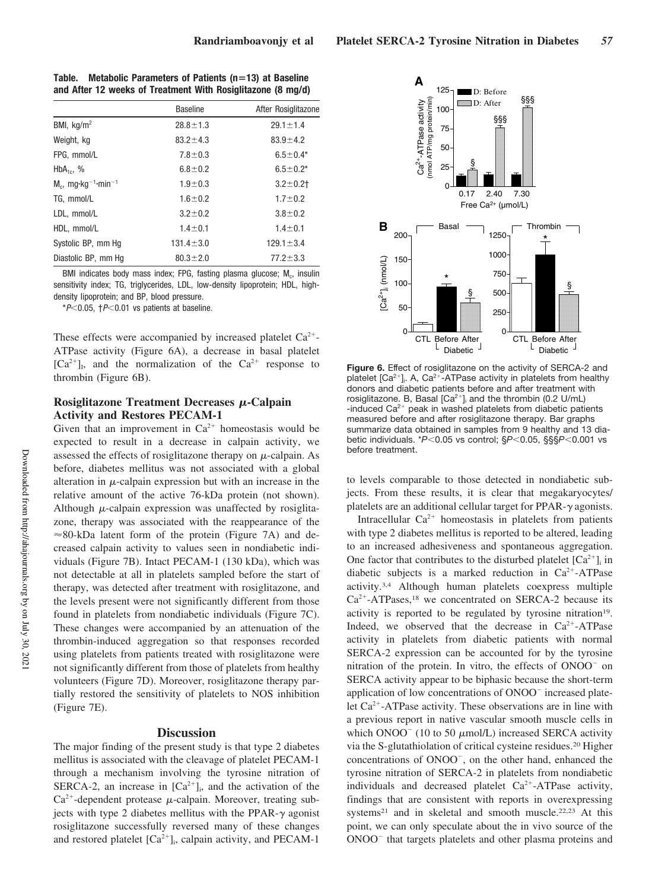**Table. Metabolic Parameters of Patients (n=13) at Baseline and After 12 weeks of Treatment With Rosiglitazone (8 mg/d)**

| | Baseline | After Rosiglitazone |
|---|---|---|
| BMI, kg/m$^2$ | 28.8±1.3 | 29.1±1.4 |
| Weight, kg | 83.2±4.3 | 83.9±4.2 |
| FPG, mmol/L | 7.8±0.3 | 6.5±0.4* |
| HbA$_{1c}$, % | 6.8±0.2 | 6.5±0.2* |
| $M_c$, mg·kg$^{-1}$·min$^{-1}$ | 1.9±0.3 | 3.2±0.2† |
| TG, mmol/L | 1.6±0.2 | 1.7±0.2 |
| LDL, mmol/L | 3.2±0.2 | 3.8±0.2 |
| HDL, mmol/L | 1.4±0.1 | 1.4±0.1 |
| Systolic BP, mm Hg | 131.4±3.0 | 129.1±3.4 |
| Diastolic BP, mm Hg | 80.3±2.0 | 77.2±3.3 |

BMI indicates body mass index; FPG, fasting plasma glucose; $M_c$, insulin sensitivity index; TG, triglycerides, LDL, low-density lipoprotein; HDL, high-density lipoprotein; and BP, blood pressure.

*$P<0.05$, †$P<0.01$ vs patients at baseline.

These effects were accompanied by increased platelet $Ca^{2+}$-ATPase activity (Figure 6A), a decrease in basal platelet $[Ca^{2+}]_i$, and the normalization of the $Ca^{2+}$ response to thrombin (Figure 6B).

**Figure 6.** Effect of rosiglitazone on the activity of SERCA-2 and platelet $[Ca^{2+}]_i$. A, $Ca^{2+}$-ATPase activity in platelets from healthy donors and diabetic patients before and after treatment with rosiglitazone. B, Basal $[Ca^{2+}]_i$ and the thrombin (0.2 U/mL) -induced $Ca^{2+}$ peak in washed platelets from diabetic patients measured before and after rosiglitazone therapy. Bar graphs summarize data obtained in samples from 9 healthy and 13 diabetic individuals. *$P<0.05$ vs control; §$P<0.05$, §§§$P<0.001$ vs before treatment.

### Rosiglitazone Treatment Decreases μ-Calpain Activity and Restores PECAM-1

Given that an improvement in $Ca^{2+}$ homeostasis would be expected to result in a decrease in calpain activity, we assessed the effects of rosiglitazone therapy on μ-calpain. As before, diabetes mellitus was not associated with a global alteration in μ-calpain expression but with an increase in the relative amount of the active 76-kDa protein (not shown). Although μ-calpain expression was unaffected by rosiglitazone, therapy was associated with the reappearance of the ≈80-kDa latent form of the protein (Figure 7A) and decreased calpain activity to values seen in nondiabetic individuals (Figure 7B). Intact PECAM-1 (130 kDa), which was not detectable at all in platelets sampled before the start of therapy, was detected after treatment with rosiglitazone, and the levels present were not significantly different from those found in platelets from nondiabetic individuals (Figure 7C). These changes were accompanied by an attenuation of the thrombin-induced aggregation so that responses recorded using platelets from patients treated with rosiglitazone were not significantly different from those of platelets from healthy volunteers (Figure 7D). Moreover, rosiglitazone therapy partially restored the sensitivity of platelets to NOS inhibition (Figure 7E).

## Discussion

The major finding of the present study is that type 2 diabetes mellitus is associated with the cleavage of platelet PECAM-1 through a mechanism involving the tyrosine nitration of SERCA-2, an increase in $[Ca^{2+}]_i$, and the activation of the $Ca^{2+}$-dependent protease μ-calpain. Moreover, treating subjects with type 2 diabetes mellitus with the PPAR-γ agonist rosiglitazone successfully reversed many of these changes and restored platelet $[Ca^{2+}]_i$, calpain activity, and PECAM-1 to levels comparable to those detected in nondiabetic subjects. From these results, it is clear that megakaryocytes/platelets are an additional cellular target for PPAR-γ agonists.

Intracellular $Ca^{2+}$ homeostasis in platelets from patients with type 2 diabetes mellitus is reported to be altered, leading to an increased adhesiveness and spontaneous aggregation. One factor that contributes to the disturbed platelet $[Ca^{2+}]_i$ in diabetic subjects is a marked reduction in $Ca^{2+}$-ATPase activity.[3,4] Although human platelets coexpress multiple $Ca^{2+}$-ATPases,[18] we concentrated on SERCA-2 because its activity is reported to be regulated by tyrosine nitration[19]. Indeed, we observed that the decrease in $Ca^{2+}$-ATPase activity in platelets from diabetic patients with normal SERCA-2 expression can be accounted for by the tyrosine nitration of the protein. In vitro, the effects of $ONOO^-$ on SERCA activity appear to be biphasic because the short-term application of low concentrations of $ONOO^-$ increased platelet $Ca^{2+}$-ATPase activity. These observations are in line with a previous report in native vascular smooth muscle cells in which $ONOO^-$ (10 to 50 μmol/L) increased SERCA activity via the S-glutathiolation of critical cysteine residues.[20] Higher concentrations of $ONOO^-$, on the other hand, enhanced the tyrosine nitration of SERCA-2 in platelets from nondiabetic individuals and decreased platelet $Ca^{2+}$-ATPase activity, findings that are consistent with reports in overexpressing systems[21] and in skeletal and smooth muscle.[22,23] At this point, we can only speculate about the in vivo source of the $ONOO^-$ that targets platelets and other plasma proteins and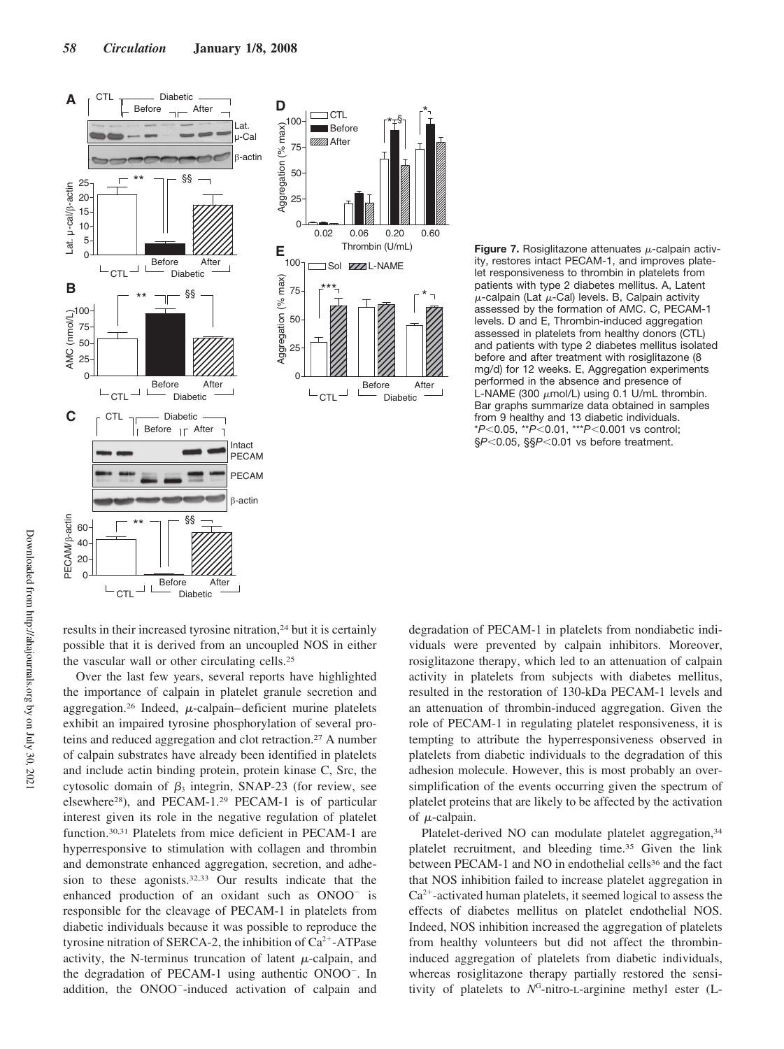**Figure 7.** Rosiglitazone attenuates μ-calpain activity, restores intact PECAM-1, and improves platelet responsiveness to thrombin in platelets from patients with type 2 diabetes mellitus. A, Latent μ-calpain (Lat μ-Cal) levels. B, Calpain activity assessed by the formation of AMC. C, PECAM-1 levels. D and E, Thrombin-induced aggregation assessed in platelets from healthy donors (CTL) and patients with type 2 diabetes mellitus isolated before and after treatment with rosiglitazone (8 mg/d) for 12 weeks. E, Aggregation experiments performed in the absence and presence of L-NAME (300 μmol/L) using 0.1 U/mL thrombin. Bar graphs summarize data obtained in samples from 9 healthy and 13 diabetic individuals. *$P<0.05$, **$P<0.01$, ***$P<0.001$ vs control; §$P<0.05$, §§$P<0.01$ vs before treatment.

results in their increased tyrosine nitration,[24] but it is certainly possible that it is derived from an uncoupled NOS in either the vascular wall or other circulating cells.[25]

Over the last few years, several reports have highlighted the importance of calpain in platelet granule secretion and aggregation.[26] Indeed, μ-calpain–deficient murine platelets exhibit an impaired tyrosine phosphorylation of several proteins and reduced aggregation and clot retraction.[27] A number of calpain substrates have already been identified in platelets and include actin binding protein, protein kinase C, Src, the cytosolic domain of $\beta_3$ integrin, SNAP-23 (for review, see elsewhere[28]), and PECAM-1.[29] PECAM-1 is of particular interest given its role in the negative regulation of platelet function.[30,31] Platelets from mice deficient in PECAM-1 are hyperresponsive to stimulation with collagen and thrombin and demonstrate enhanced aggregation, secretion, and adhesion to these agonists.[32,33] Our results indicate that the enhanced production of an oxidant such as $ONOO^-$ is responsible for the cleavage of PECAM-1 in platelets from diabetic individuals because it was possible to reproduce the tyrosine nitration of SERCA-2, the inhibition of $Ca^{2+}$-ATPase activity, the N-terminus truncation of latent μ-calpain, and the degradation of PECAM-1 using authentic $ONOO^-$. In addition, the $ONOO^-$-induced activation of calpain and degradation of PECAM-1 in platelets from nondiabetic individuals were prevented by calpain inhibitors. Moreover, rosiglitazone therapy, which led to an attenuation of calpain activity in platelets from subjects with diabetes mellitus, resulted in the restoration of 130-kDa PECAM-1 levels and an attenuation of thrombin-induced aggregation. Given the role of PECAM-1 in regulating platelet responsiveness, it is tempting to attribute the hyperresponsiveness observed in platelets from diabetic individuals to the degradation of this adhesion molecule. However, this is most probably an oversimplification of the events occurring given the spectrum of platelet proteins that are likely to be affected by the activation of μ-calpain.

Platelet-derived NO can modulate platelet aggregation,[34] platelet recruitment, and bleeding time.[35] Given the link between PECAM-1 and NO in endothelial cells[36] and the fact that NOS inhibition failed to increase platelet aggregation in $Ca^{2+}$-activated human platelets, it seemed logical to assess the effects of diabetes mellitus on platelet endothelial NOS. Indeed, NOS inhibition increased the aggregation of platelets from healthy volunteers but did not affect the thrombin-induced aggregation of platelets from diabetic individuals, whereas rosiglitazone therapy partially restored the sensitivity of platelets to $N^G$-nitro-L-arginine methyl ester (L-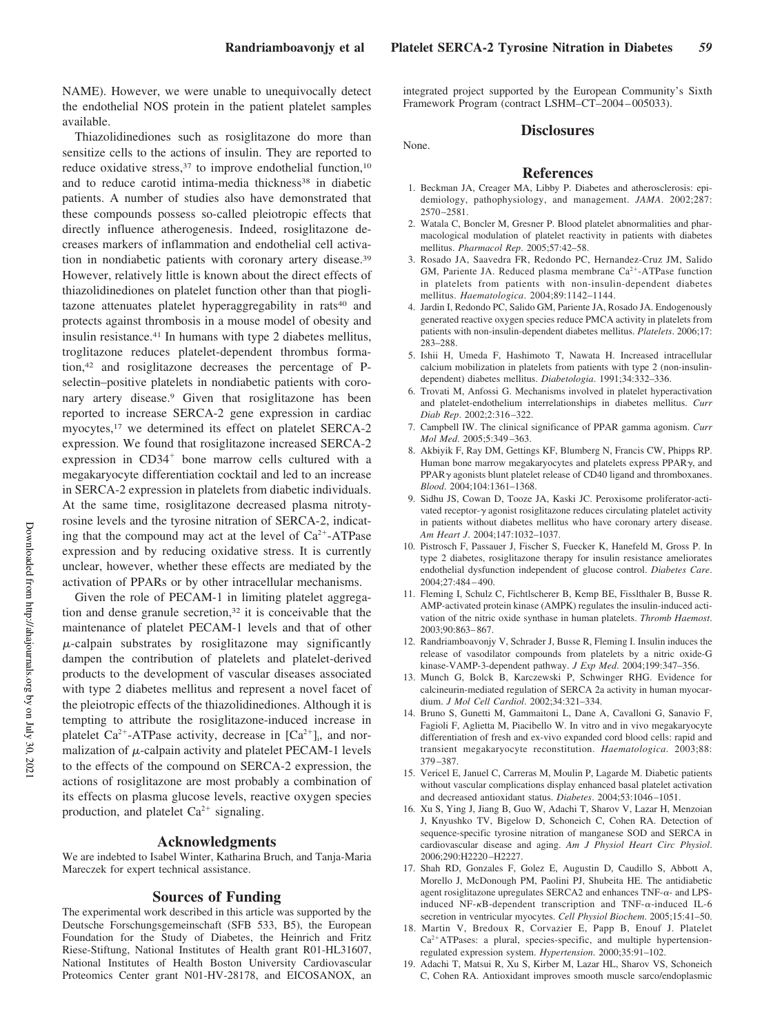NAME). However, we were unable to unequivocally detect the endothelial NOS protein in the patient platelet samples available.

Thiazolidinediones such as rosiglitazone do more than sensitize cells to the actions of insulin. They are reported to reduce oxidative stress,[37] to improve endothelial function,[10] and to reduce carotid intima-media thickness[38] in diabetic patients. A number of studies also have demonstrated that these compounds possess so-called pleiotropic effects that directly influence atherogenesis. Indeed, rosiglitazone decreases markers of inflammation and endothelial cell activation in nondiabetic patients with coronary artery disease.[39] However, relatively little is known about the direct effects of thiazolidinediones on platelet function other than that pioglitazone attenuates platelet hyperaggregability in rats[40] and protects against thrombosis in a mouse model of obesity and insulin resistance.[41] In humans with type 2 diabetes mellitus, troglitazone reduces platelet-dependent thrombus formation,[42] and rosiglitazone decreases the percentage of P-selectin–positive platelets in nondiabetic patients with coronary artery disease.[9] Given that rosiglitazone has been reported to increase SERCA-2 gene expression in cardiac myocytes,[17] we determined its effect on platelet SERCA-2 expression. We found that rosiglitazone increased SERCA-2 expression in $CD34^+$ bone marrow cells cultured with a megakaryocyte differentiation cocktail and led to an increase in SERCA-2 expression in platelets from diabetic individuals. At the same time, rosiglitazone decreased plasma nitrotyrosine levels and the tyrosine nitration of SERCA-2, indicating that the compound may act at the level of $Ca^{2+}$-ATPase expression and by reducing oxidative stress. It is currently unclear, however, whether these effects are mediated by the activation of PPARs or by other intracellular mechanisms.

Given the role of PECAM-1 in limiting platelet aggregation and dense granule secretion,[32] it is conceivable that the maintenance of platelet PECAM-1 levels and that of other $\mu$-calpain substrates by rosiglitazone may significantly dampen the contribution of platelets and platelet-derived products to the development of vascular diseases associated with type 2 diabetes mellitus and represent a novel facet of the pleiotropic effects of the thiazolidinediones. Although it is tempting to attribute the rosiglitazone-induced increase in platelet $Ca^{2+}$-ATPase activity, decrease in $[Ca^{2+}]_i$, and normalization of $\mu$-calpain activity and platelet PECAM-1 levels to the effects of the compound on SERCA-2 expression, the actions of rosiglitazone are most probably a combination of its effects on plasma glucose levels, reactive oxygen species production, and platelet $Ca^{2+}$ signaling.

## Acknowledgments

We are indebted to Isabel Winter, Katharina Bruch, and Tanja-Maria Mareczek for expert technical assistance.

## Sources of Funding

The experimental work described in this article was supported by the Deutsche Forschungsgemeinschaft (SFB 533, B5), the European Foundation for the Study of Diabetes, the Heinrich and Fritz Riese-Stiftung, National Institutes of Health grant R01-HL31607, National Institutes of Health Boston University Cardiovascular Proteomics Center grant N01-HV-28178, and EICOSANOX, an integrated project supported by the European Community's Sixth Framework Program (contract LSHM–CT–2004–005033).

## Disclosures

None.

## References

1. Beckman JA, Creager MA, Libby P. Diabetes and atherosclerosis: epidemiology, pathophysiology, and management. *JAMA*. 2002;287:2570–2581.
2. Watala C, Boncler M, Gresner P. Blood platelet abnormalities and pharmacological modulation of platelet reactivity in patients with diabetes mellitus. *Pharmacol Rep*. 2005;57:42–58.
3. Rosado JA, Saavedra FR, Redondo PC, Hernandez-Cruz JM, Salido GM, Pariente JA. Reduced plasma membrane $Ca^{2+}$-ATPase function in platelets from patients with non-insulin-dependent diabetes mellitus. *Haematologica*. 2004;89:1142–1144.
4. Jardin I, Redondo PC, Salido GM, Pariente JA, Rosado JA. Endogenously generated reactive oxygen species reduce PMCA activity in platelets from patients with non-insulin-dependent diabetes mellitus. *Platelets*. 2006;17:283–288.
5. Ishii H, Umeda F, Hashimoto T, Nawata H. Increased intracellular calcium mobilization in platelets from patients with type 2 (non-insulin-dependent) diabetes mellitus. *Diabetologia*. 1991;34:332–336.
6. Trovati M, Anfossi G. Mechanisms involved in platelet hyperactivation and platelet-endothelium interrelationships in diabetes mellitus. *Curr Diab Rep*. 2002;2:316–322.
7. Campbell IW. The clinical significance of PPAR gamma agonism. *Curr Mol Med*. 2005;5:349–363.
8. Akbiyik F, Ray DM, Gettings KF, Blumberg N, Francis CW, Phipps RP. Human bone marrow megakaryocytes and platelets express PPAR$\gamma$, and PPAR$\gamma$ agonists blunt platelet release of CD40 ligand and thromboxanes. *Blood*. 2004;104:1361–1368.
9. Sidhu JS, Cowan D, Tooze JA, Kaski JC. Peroxisome proliferator-activated receptor-$\gamma$ agonist rosiglitazone reduces circulating platelet activity in patients without diabetes mellitus who have coronary artery disease. *Am Heart J*. 2004;147:1032–1037.
10. Pistrosch F, Passauer J, Fischer S, Fuecker K, Hanefeld M, Gross P. In type 2 diabetes, rosiglitazone therapy for insulin resistance ameliorates endothelial dysfunction independent of glucose control. *Diabetes Care*. 2004;27:484–490.
11. Fleming I, Schulz C, Fichtlscherer B, Kemp BE, Fisslthaler B, Busse R. AMP-activated protein kinase (AMPK) regulates the insulin-induced activation of the nitric oxide synthase in human platelets. *Thromb Haemost*. 2003;90:863–867.
12. Randriamboavonjy V, Schrader J, Busse R, Fleming I. Insulin induces the release of vasodilator compounds from platelets by a nitric oxide-G kinase-VAMP-3-dependent pathway. *J Exp Med*. 2004;199:347–356.
13. Munch G, Bolck B, Karczewski P, Schwinger RHG. Evidence for calcineurin-mediated regulation of SERCA 2a activity in human myocardium. *J Mol Cell Cardiol*. 2002;34:321–334.
14. Bruno S, Gunetti M, Gammaitoni L, Dane A, Cavalloni G, Sanavio F, Fagioli F, Aglietta M, Piacibello W. In vitro and in vivo megakaryocyte differentiation of fresh and ex-vivo expanded cord blood cells: rapid and transient megakaryocyte reconstitution. *Haematologica*. 2003;88:379–387.
15. Vericel E, Januel C, Carreras M, Moulin P, Lagarde M. Diabetic patients without vascular complications display enhanced basal platelet activation and decreased antioxidant status. *Diabetes*. 2004;53:1046–1051.
16. Xu S, Ying J, Jiang B, Guo W, Adachi T, Sharov V, Lazar H, Menzoian J, Knyushko TV, Bigelow D, Schoneich C, Cohen RA. Detection of sequence-specific tyrosine nitration of manganese SOD and SERCA in cardiovascular disease and aging. *Am J Physiol Heart Circ Physiol*. 2006;290:H2220–H2227.
17. Shah RD, Gonzales F, Golez E, Augustin D, Caudillo S, Abbott A, Morello J, McDonough PM, Paolini PJ, Shubeita HE. The antidiabetic agent rosiglitazone upregulates SERCA2 and enhances TNF-$\alpha$- and LPS-induced NF-$\kappa$B-dependent transcription and TNF-$\alpha$-induced IL-6 secretion in ventricular myocytes. *Cell Physiol Biochem*. 2005;15:41–50.
18. Martin V, Bredoux R, Corvazier E, Papp B, Enouf J. Platelet $Ca^{2+}$ATPases: a plural, species-specific, and multiple hypertension-regulated expression system. *Hypertension*. 2000;35:91–102.
19. Adachi T, Matsui R, Xu S, Kirber M, Lazar HL, Sharov VS, Schoneich C, Cohen RA. Antioxidant improves smooth muscle sarco/endoplasmic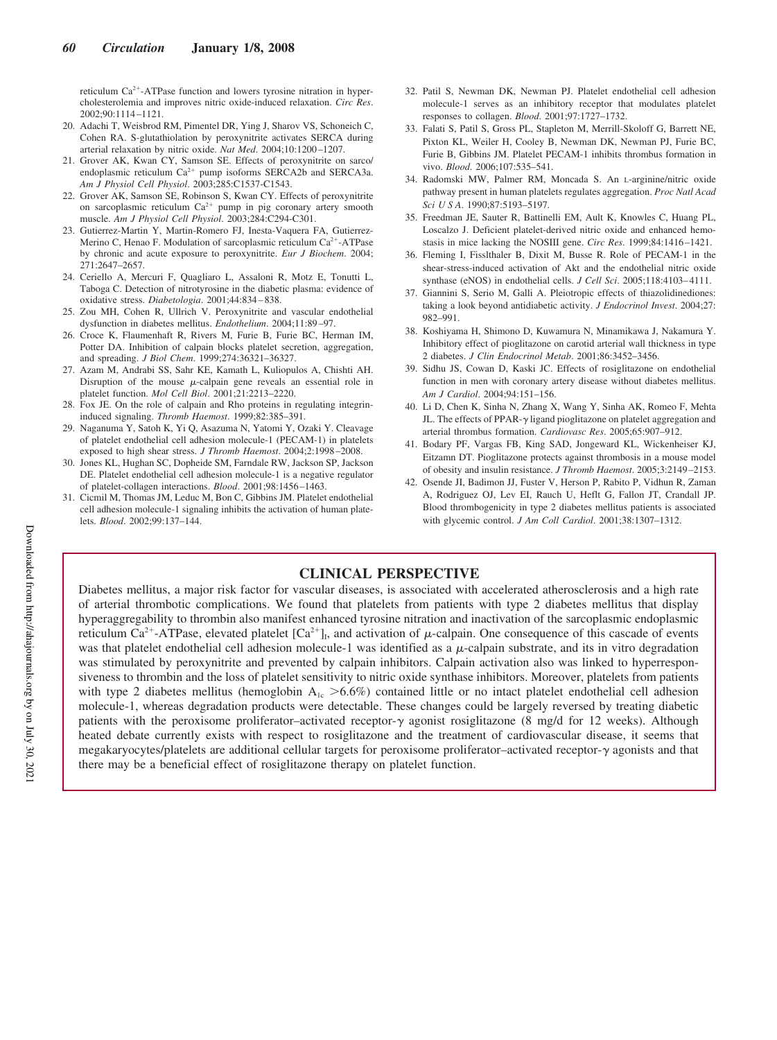reticulum $Ca^{2+}$-ATPase function and lowers tyrosine nitration in hypercholesterolemia and improves nitric oxide-induced relaxation. *Circ Res*. 2002;90:1114–1121.

20. Adachi T, Weisbrod RM, Pimentel DR, Ying J, Sharov VS, Schoneich C, Cohen RA. S-glutathiolation by peroxynitrite activates SERCA during arterial relaxation by nitric oxide. *Nat Med*. 2004;10:1200–1207.
21. Grover AK, Kwan CY, Samson SE. Effects of peroxynitrite on sarco/endoplasmic reticulum $Ca^{2+}$ pump isoforms SERCA2b and SERCA3a. *Am J Physiol Cell Physiol*. 2003;285:C1537-C1543.
22. Grover AK, Samson SE, Robinson S, Kwan CY. Effects of peroxynitrite on sarcoplasmic reticulum $Ca^{2+}$ pump in pig coronary artery smooth muscle. *Am J Physiol Cell Physiol*. 2003;284:C294-C301.
23. Gutierrez-Martin Y, Martin-Romero FJ, Inesta-Vaquera FA, Gutierrez-Merino C, Henao F. Modulation of sarcoplasmic reticulum $Ca^{2+}$-ATPase by chronic and acute exposure to peroxynitrite. *Eur J Biochem*. 2004;271:2647–2657.
24. Ceriello A, Mercuri F, Quagliaro L, Assaloni R, Motz E, Tonutti L, Taboga C. Detection of nitrotyrosine in the diabetic plasma: evidence of oxidative stress. *Diabetologia*. 2001;44:834–838.
25. Zou MH, Cohen R, Ullrich V. Peroxynitrite and vascular endothelial dysfunction in diabetes mellitus. *Endothelium*. 2004;11:89–97.
26. Croce K, Flaumenhaft R, Rivers M, Furie B, Furie BC, Herman IM, Potter DA. Inhibition of calpain blocks platelet secretion, aggregation, and spreading. *J Biol Chem*. 1999;274:36321–36327.
27. Azam M, Andrabi SS, Sahr KE, Kamath L, Kuliopulos A, Chishti AH. Disruption of the mouse $\mu$-calpain gene reveals an essential role in platelet function. *Mol Cell Biol*. 2001;21:2213–2220.
28. Fox JE. On the role of calpain and Rho proteins in regulating integrin-induced signaling. *Thromb Haemost*. 1999;82:385–391.
29. Naganuma Y, Satoh K, Yi Q, Asazuma N, Yatomi Y, Ozaki Y. Cleavage of platelet endothelial cell adhesion molecule-1 (PECAM-1) in platelets exposed to high shear stress. *J Thromb Haemost*. 2004;2:1998–2008.
30. Jones KL, Hughan SC, Dopheide SM, Farndale RW, Jackson SP, Jackson DE. Platelet endothelial cell adhesion molecule-1 is a negative regulator of platelet-collagen interactions. *Blood*. 2001;98:1456–1463.
31. Cicmil M, Thomas JM, Leduc M, Bon C, Gibbins JM. Platelet endothelial cell adhesion molecule-1 signaling inhibits the activation of human platelets. *Blood*. 2002;99:137–144.
32. Patil S, Newman DK, Newman PJ. Platelet endothelial cell adhesion molecule-1 serves as an inhibitory receptor that modulates platelet responses to collagen. *Blood*. 2001;97:1727–1732.
33. Falati S, Patil S, Gross PL, Stapleton M, Merrill-Skoloff G, Barrett NE, Pixton KL, Weiler H, Cooley B, Newman DK, Newman PJ, Furie BC, Furie B, Gibbins JM. Platelet PECAM-1 inhibits thrombus formation in vivo. *Blood*. 2006;107:535–541.
34. Radomski MW, Palmer RM, Moncada S. An L-arginine/nitric oxide pathway present in human platelets regulates aggregation. *Proc Natl Acad Sci U S A*. 1990;87:5193–5197.
35. Freedman JE, Sauter R, Battinelli EM, Ault K, Knowles C, Huang PL, Loscalzo J. Deficient platelet-derived nitric oxide and enhanced hemostasis in mice lacking the NOSIII gene. *Circ Res*. 1999;84:1416–1421.
36. Fleming I, Fisslthaler B, Dixit M, Busse R. Role of PECAM-1 in the shear-stress-induced activation of Akt and the endothelial nitric oxide synthase (eNOS) in endothelial cells. *J Cell Sci*. 2005;118:4103–4111.
37. Giannini S, Serio M, Galli A. Pleiotropic effects of thiazolidinediones: taking a look beyond antidiabetic activity. *J Endocrinol Invest*. 2004;27:982–991.
38. Koshiyama H, Shimono D, Kuwamura N, Minamikawa J, Nakamura Y. Inhibitory effect of pioglitazone on carotid arterial wall thickness in type 2 diabetes. *J Clin Endocrinol Metab*. 2001;86:3452–3456.
39. Sidhu JS, Cowan D, Kaski JC. Effects of rosiglitazone on endothelial function in men with coronary artery disease without diabetes mellitus. *Am J Cardiol*. 2004;94:151–156.
40. Li D, Chen K, Sinha N, Zhang X, Wang Y, Sinha AK, Romeo F, Mehta JL. The effects of PPAR-$\gamma$ ligand pioglitazone on platelet aggregation and arterial thrombus formation. *Cardiovasc Res*. 2005;65:907–912.
41. Bodary PF, Vargas FB, King SAD, Jongeward KL, Wickenheiser KJ, Eitzamn DT. Pioglitazone protects against thrombosis in a mouse model of obesity and insulin resistance. *J Thromb Haemost*. 2005;3:2149–2153.
42. Osende JI, Badimon JJ, Fuster V, Herson P, Rabito P, Vidhun R, Zaman A, Rodriguez OJ, Lev EI, Rauch U, Heflt G, Fallon JT, Crandall JP. Blood thrombogenicity in type 2 diabetes mellitus patients is associated with glycemic control. *J Am Coll Cardiol*. 2001;38:1307–1312.

## CLINICAL PERSPECTIVE

Diabetes mellitus, a major risk factor for vascular diseases, is associated with accelerated atherosclerosis and a high rate of arterial thrombotic complications. We found that platelets from patients with type 2 diabetes mellitus that display hyperaggregability to thrombin also manifest enhanced tyrosine nitration and inactivation of the sarcoplasmic endoplasmic reticulum $Ca^{2+}$-ATPase, elevated platelet $[Ca^{2+}]_i$, and activation of $\mu$-calpain. One consequence of this cascade of events was that platelet endothelial cell adhesion molecule-1 was identified as a $\mu$-calpain substrate, and its in vitro degradation was stimulated by peroxynitrite and prevented by calpain inhibitors. Calpain activation also was linked to hyperresponsiveness to thrombin and the loss of platelet sensitivity to nitric oxide synthase inhibitors. Moreover, platelets from patients with type 2 diabetes mellitus (hemoglobin $A_{1c}$ $>6.6\%$) contained little or no intact platelet endothelial cell adhesion molecule-1, whereas degradation products were detectable. These changes could be largely reversed by treating diabetic patients with the peroxisome proliferator–activated receptor-$\gamma$ agonist rosiglitazone (8 mg/d for 12 weeks). Although heated debate currently exists with respect to rosiglitazone and the treatment of cardiovascular disease, it seems that megakaryocytes/platelets are additional cellular targets for peroxisome proliferator–activated receptor-$\gamma$ agonists and that there may be a beneficial effect of rosiglitazone therapy on platelet function.